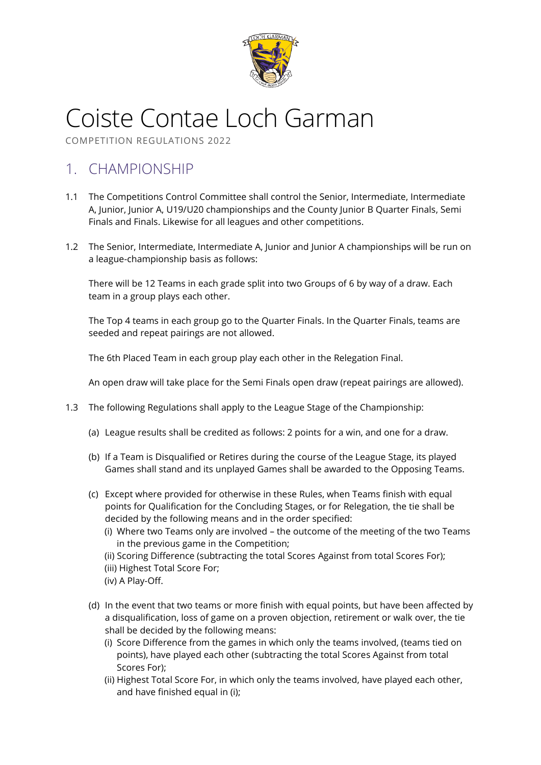# Coiste Contae Loch Garman

COMPETITION REGULATIONS 2022

## 1. CHAMPIONSHIP

1.1 The Competitions Control Committee shall control the Senior, Intermediate, Intermediate A, Junior, Junior A, U19/U20 championships and the County Junior B Quarter Finals, Semi Finals and Finals. Likewise for all leagues and other competitions.

1.2 The Senior, Intermediate, Intermediate A, Junior and Junior A championships will be run on a league-championship basis as follows:

There will be 12 Teams in each grade split into two Groups of 6 by way of a draw. Each team in a group plays each other.

The Top 4 teams in each group go to the Quarter Finals. In the Quarter Finals, teams are seeded and repeat pairings are not allowed.

The 6th Placed Team in each group play each other in the Relegation Final.

An open draw will take place for the Semi Finals open draw (repeat pairings are allowed).

1.3 The following Regulations shall apply to the League Stage of the Championship:

(a) League results shall be credited as follows: 2 points for a win, and one for a draw.

(b) If a Team is Disqualified or Retires during the course of the League Stage, its played Games shall stand and its unplayed Games shall be awarded to the Opposing Teams.

(c) Except where provided for otherwise in these Rules, when Teams finish with equal points for Qualification for the Concluding Stages, or for Relegation, the tie shall be decided by the following means and in the order specified:
   (i) Where two Teams only are involved – the outcome of the meeting of the two Teams in the previous game in the Competition;
   (ii) Scoring Difference (subtracting the total Scores Against from total Scores For);
   (iii) Highest Total Score For;
   (iv) A Play-Off.

(d) In the event that two teams or more finish with equal points, but have been affected by a disqualification, loss of game on a proven objection, retirement or walk over, the tie shall be decided by the following means:
   (i) Score Difference from the games in which only the teams involved, (teams tied on points), have played each other (subtracting the total Scores Against from total Scores For);
   (ii) Highest Total Score For, in which only the teams involved, have played each other, and have finished equal in (i);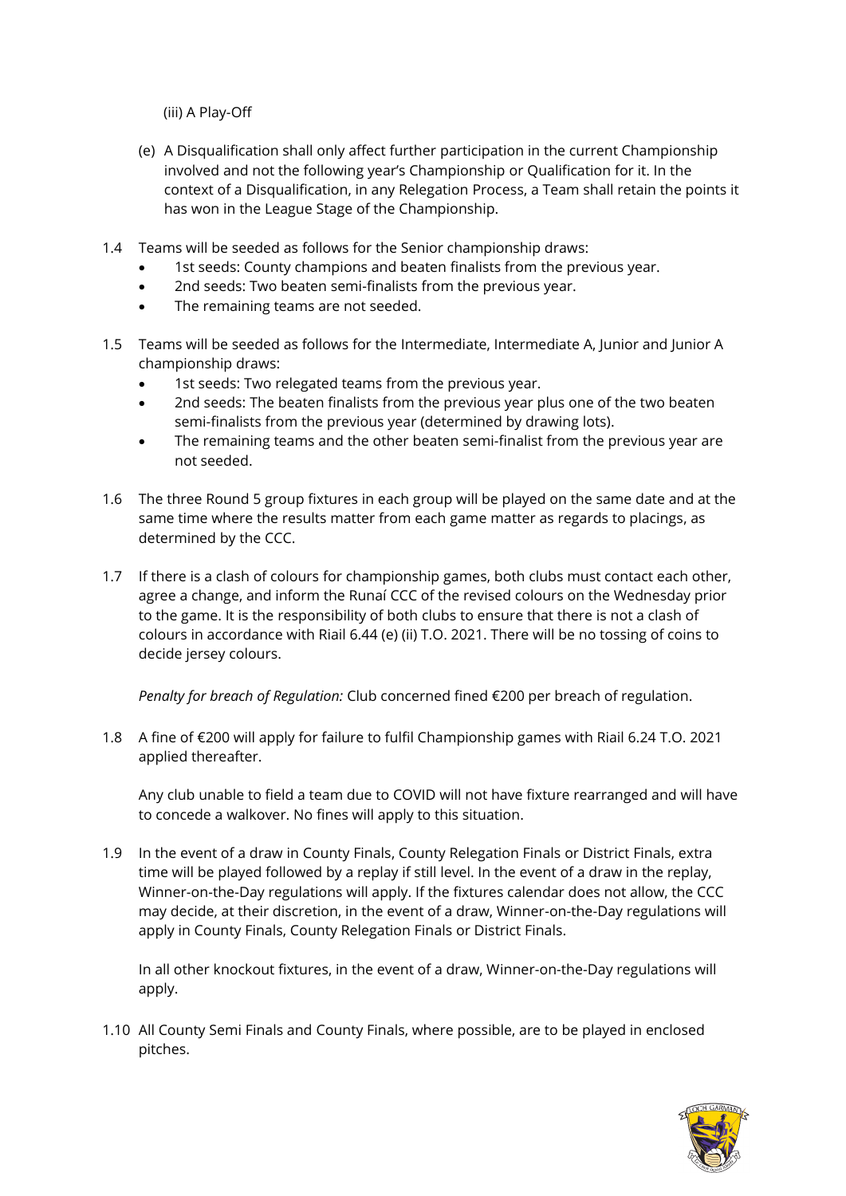(iii) A Play-Off

(e) A Disqualification shall only affect further participation in the current Championship involved and not the following year's Championship or Qualification for it. In the context of a Disqualification, in any Relegation Process, a Team shall retain the points it has won in the League Stage of the Championship.

1.4 Teams will be seeded as follows for the Senior championship draws:

- 1st seeds: County champions and beaten finalists from the previous year.
- 2nd seeds: Two beaten semi-finalists from the previous year.
- The remaining teams are not seeded.

1.5 Teams will be seeded as follows for the Intermediate, Intermediate A, Junior and Junior A championship draws:

- 1st seeds: Two relegated teams from the previous year.
- 2nd seeds: The beaten finalists from the previous year plus one of the two beaten semi-finalists from the previous year (determined by drawing lots).
- The remaining teams and the other beaten semi-finalist from the previous year are not seeded.

1.6 The three Round 5 group fixtures in each group will be played on the same date and at the same time where the results matter from each game matter as regards to placings, as determined by the CCC.

1.7 If there is a clash of colours for championship games, both clubs must contact each other, agree a change, and inform the Runaí CCC of the revised colours on the Wednesday prior to the game. It is the responsibility of both clubs to ensure that there is not a clash of colours in accordance with Riail 6.44 (e) (ii) T.O. 2021. There will be no tossing of coins to decide jersey colours.

*Penalty for breach of Regulation:* Club concerned fined €200 per breach of regulation.

1.8 A fine of €200 will apply for failure to fulfil Championship games with Riail 6.24 T.O. 2021 applied thereafter.

Any club unable to field a team due to COVID will not have fixture rearranged and will have to concede a walkover. No fines will apply to this situation.

1.9 In the event of a draw in County Finals, County Relegation Finals or District Finals, extra time will be played followed by a replay if still level. In the event of a draw in the replay, Winner-on-the-Day regulations will apply. If the fixtures calendar does not allow, the CCC may decide, at their discretion, in the event of a draw, Winner-on-the-Day regulations will apply in County Finals, County Relegation Finals or District Finals.

In all other knockout fixtures, in the event of a draw, Winner-on-the-Day regulations will apply.

1.10 All County Semi Finals and County Finals, where possible, are to be played in enclosed pitches.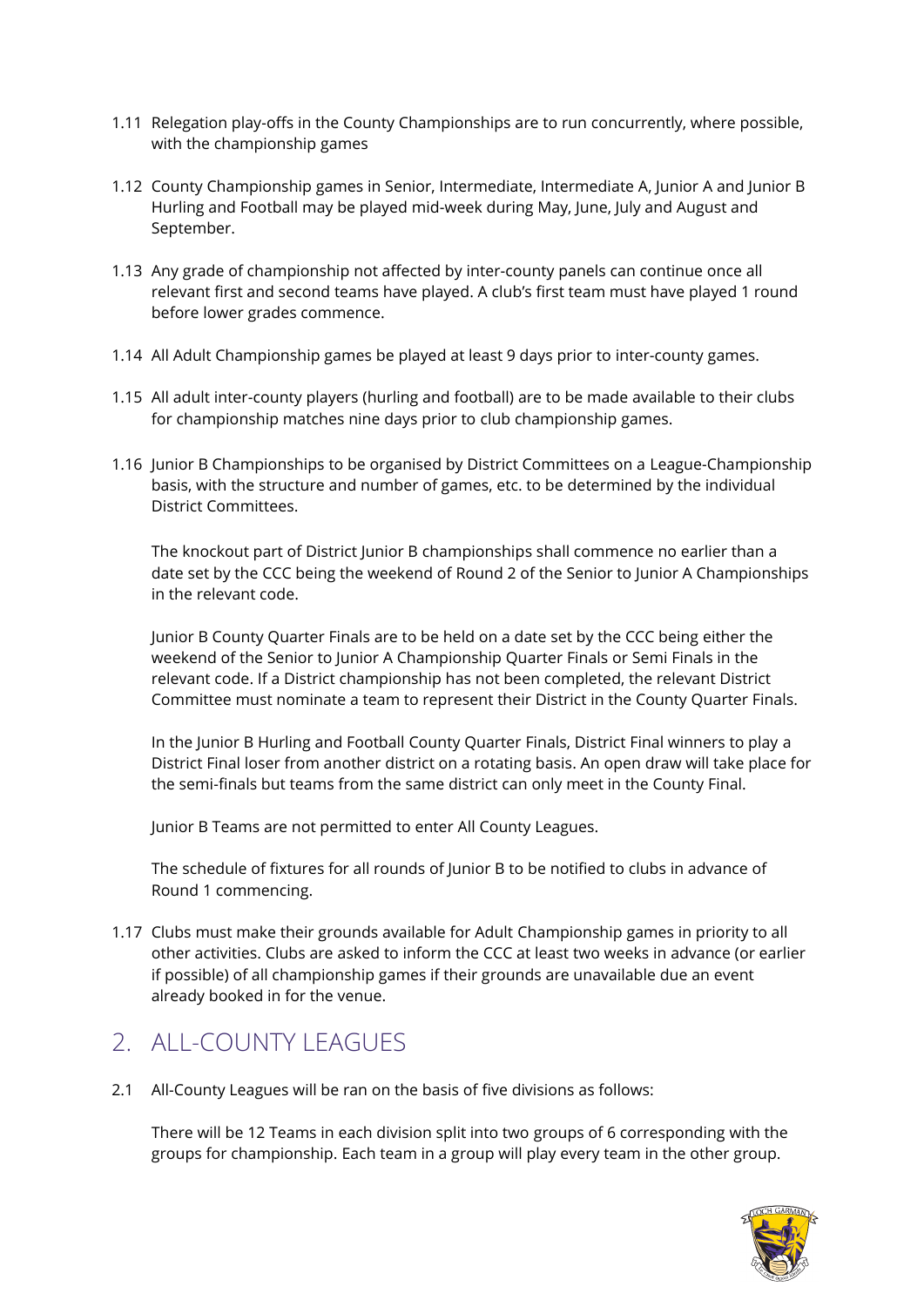1.11 Relegation play-offs in the County Championships are to run concurrently, where possible, with the championship games

1.12 County Championship games in Senior, Intermediate, Intermediate A, Junior A and Junior B Hurling and Football may be played mid-week during May, June, July and August and September.

1.13 Any grade of championship not affected by inter-county panels can continue once all relevant first and second teams have played. A club's first team must have played 1 round before lower grades commence.

1.14 All Adult Championship games be played at least 9 days prior to inter-county games.

1.15 All adult inter-county players (hurling and football) are to be made available to their clubs for championship matches nine days prior to club championship games.

1.16 Junior B Championships to be organised by District Committees on a League-Championship basis, with the structure and number of games, etc. to be determined by the individual District Committees.

The knockout part of District Junior B championships shall commence no earlier than a date set by the CCC being the weekend of Round 2 of the Senior to Junior A Championships in the relevant code.

Junior B County Quarter Finals are to be held on a date set by the CCC being either the weekend of the Senior to Junior A Championship Quarter Finals or Semi Finals in the relevant code. If a District championship has not been completed, the relevant District Committee must nominate a team to represent their District in the County Quarter Finals.

In the Junior B Hurling and Football County Quarter Finals, District Final winners to play a District Final loser from another district on a rotating basis. An open draw will take place for the semi-finals but teams from the same district can only meet in the County Final.

Junior B Teams are not permitted to enter All County Leagues.

The schedule of fixtures for all rounds of Junior B to be notified to clubs in advance of Round 1 commencing.

1.17 Clubs must make their grounds available for Adult Championship games in priority to all other activities. Clubs are asked to inform the CCC at least two weeks in advance (or earlier if possible) of all championship games if their grounds are unavailable due an event already booked in for the venue.

## 2. ALL-COUNTY LEAGUES

2.1 All-County Leagues will be ran on the basis of five divisions as follows:

There will be 12 Teams in each division split into two groups of 6 corresponding with the groups for championship. Each team in a group will play every team in the other group.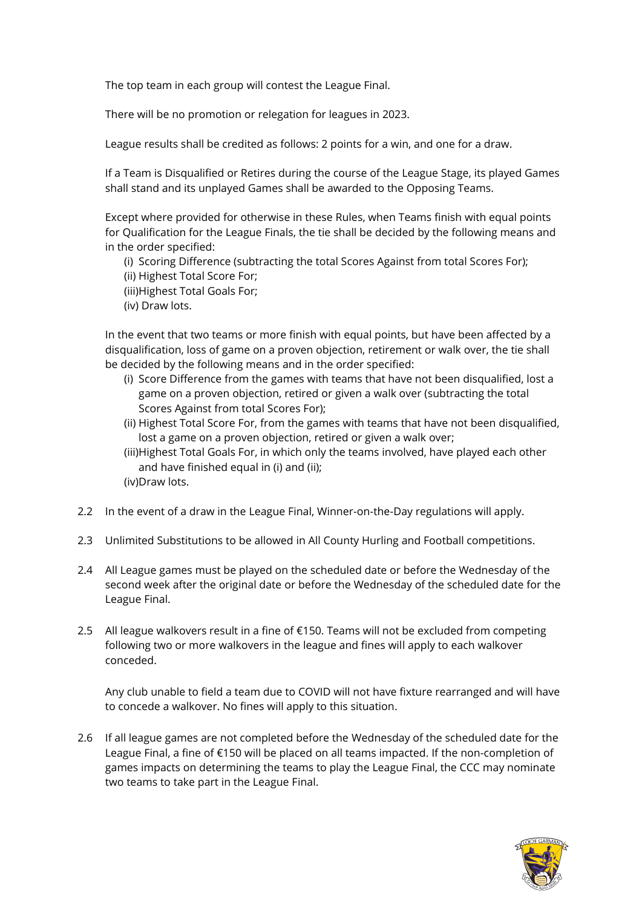The top team in each group will contest the League Final.

There will be no promotion or relegation for leagues in 2023.

League results shall be credited as follows: 2 points for a win, and one for a draw.

If a Team is Disqualified or Retires during the course of the League Stage, its played Games shall stand and its unplayed Games shall be awarded to the Opposing Teams.

Except where provided for otherwise in these Rules, when Teams finish with equal points for Qualification for the League Finals, the tie shall be decided by the following means and in the order specified:

- (i) Scoring Difference (subtracting the total Scores Against from total Scores For);
- (ii) Highest Total Score For;
- (iii)Highest Total Goals For;
- (iv) Draw lots.

In the event that two teams or more finish with equal points, but have been affected by a disqualification, loss of game on a proven objection, retirement or walk over, the tie shall be decided by the following means and in the order specified:

- (i) Score Difference from the games with teams that have not been disqualified, lost a game on a proven objection, retired or given a walk over (subtracting the total Scores Against from total Scores For);
- (ii) Highest Total Score For, from the games with teams that have not been disqualified, lost a game on a proven objection, retired or given a walk over;
- (iii)Highest Total Goals For, in which only the teams involved, have played each other and have finished equal in (i) and (ii);
- (iv)Draw lots.

2.2 In the event of a draw in the League Final, Winner-on-the-Day regulations will apply.

2.3 Unlimited Substitutions to be allowed in All County Hurling and Football competitions.

2.4 All League games must be played on the scheduled date or before the Wednesday of the second week after the original date or before the Wednesday of the scheduled date for the League Final.

2.5 All league walkovers result in a fine of €150. Teams will not be excluded from competing following two or more walkovers in the league and fines will apply to each walkover conceded.

Any club unable to field a team due to COVID will not have fixture rearranged and will have to concede a walkover. No fines will apply to this situation.

2.6 If all league games are not completed before the Wednesday of the scheduled date for the League Final, a fine of €150 will be placed on all teams impacted. If the non-completion of games impacts on determining the teams to play the League Final, the CCC may nominate two teams to take part in the League Final.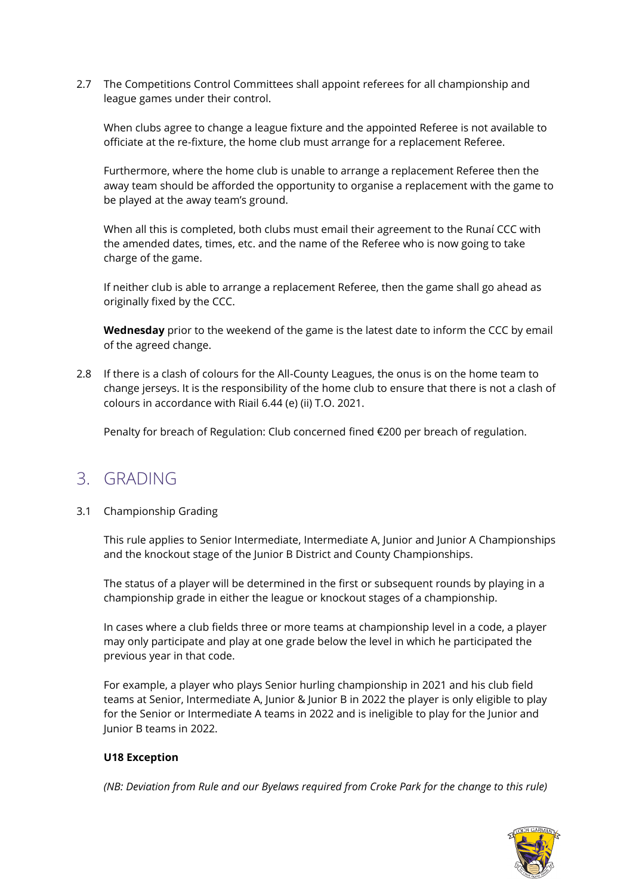2.7 The Competitions Control Committees shall appoint referees for all championship and league games under their control.

When clubs agree to change a league fixture and the appointed Referee is not available to officiate at the re-fixture, the home club must arrange for a replacement Referee.

Furthermore, where the home club is unable to arrange a replacement Referee then the away team should be afforded the opportunity to organise a replacement with the game to be played at the away team's ground.

When all this is completed, both clubs must email their agreement to the Runaí CCC with the amended dates, times, etc. and the name of the Referee who is now going to take charge of the game.

If neither club is able to arrange a replacement Referee, then the game shall go ahead as originally fixed by the CCC.

**Wednesday** prior to the weekend of the game is the latest date to inform the CCC by email of the agreed change.

2.8 If there is a clash of colours for the All-County Leagues, the onus is on the home team to change jerseys. It is the responsibility of the home club to ensure that there is not a clash of colours in accordance with Riail 6.44 (e) (ii) T.O. 2021.

Penalty for breach of Regulation: Club concerned fined €200 per breach of regulation.

## 3. GRADING

3.1 Championship Grading

This rule applies to Senior Intermediate, Intermediate A, Junior and Junior A Championships and the knockout stage of the Junior B District and County Championships.

The status of a player will be determined in the first or subsequent rounds by playing in a championship grade in either the league or knockout stages of a championship.

In cases where a club fields three or more teams at championship level in a code, a player may only participate and play at one grade below the level in which he participated the previous year in that code.

For example, a player who plays Senior hurling championship in 2021 and his club field teams at Senior, Intermediate A, Junior & Junior B in 2022 the player is only eligible to play for the Senior or Intermediate A teams in 2022 and is ineligible to play for the Junior and Junior B teams in 2022.

**U18 Exception**

*(NB: Deviation from Rule and our Byelaws required from Croke Park for the change to this rule)*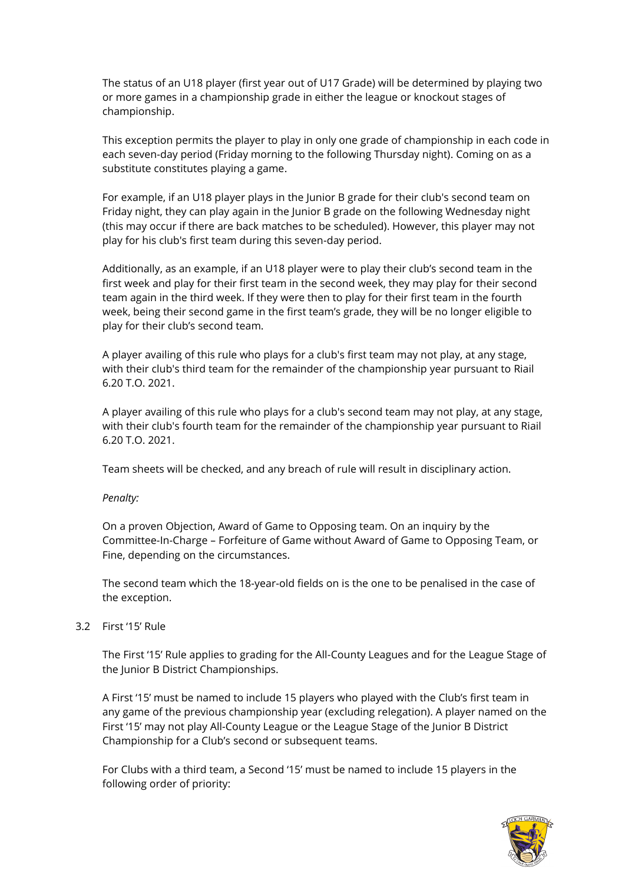The status of an U18 player (first year out of U17 Grade) will be determined by playing two or more games in a championship grade in either the league or knockout stages of championship.

This exception permits the player to play in only one grade of championship in each code in each seven-day period (Friday morning to the following Thursday night). Coming on as a substitute constitutes playing a game.

For example, if an U18 player plays in the Junior B grade for their club's second team on Friday night, they can play again in the Junior B grade on the following Wednesday night (this may occur if there are back matches to be scheduled). However, this player may not play for his club's first team during this seven-day period.

Additionally, as an example, if an U18 player were to play their club's second team in the first week and play for their first team in the second week, they may play for their second team again in the third week. If they were then to play for their first team in the fourth week, being their second game in the first team's grade, they will be no longer eligible to play for their club's second team.

A player availing of this rule who plays for a club's first team may not play, at any stage, with their club's third team for the remainder of the championship year pursuant to Riail 6.20 T.O. 2021.

A player availing of this rule who plays for a club's second team may not play, at any stage, with their club's fourth team for the remainder of the championship year pursuant to Riail 6.20 T.O. 2021.

Team sheets will be checked, and any breach of rule will result in disciplinary action.

*Penalty:*

On a proven Objection, Award of Game to Opposing team. On an inquiry by the Committee-In-Charge – Forfeiture of Game without Award of Game to Opposing Team, or Fine, depending on the circumstances.

The second team which the 18-year-old fields on is the one to be penalised in the case of the exception.

### 3.2 First '15' Rule

The First '15' Rule applies to grading for the All-County Leagues and for the League Stage of the Junior B District Championships.

A First '15' must be named to include 15 players who played with the Club's first team in any game of the previous championship year (excluding relegation). A player named on the First '15' may not play All-County League or the League Stage of the Junior B District Championship for a Club's second or subsequent teams.

For Clubs with a third team, a Second '15' must be named to include 15 players in the following order of priority: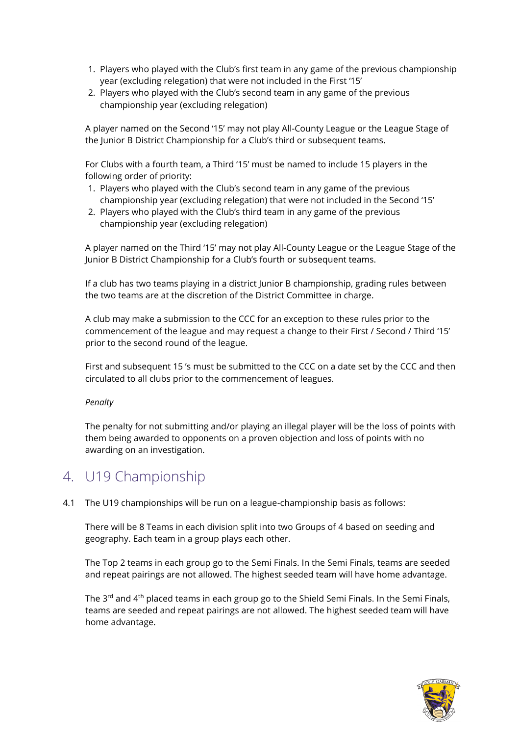1. Players who played with the Club's first team in any game of the previous championship year (excluding relegation) that were not included in the First '15'
2. Players who played with the Club's second team in any game of the previous championship year (excluding relegation)

A player named on the Second '15' may not play All-County League or the League Stage of the Junior B District Championship for a Club's third or subsequent teams.

For Clubs with a fourth team, a Third '15' must be named to include 15 players in the following order of priority:

1. Players who played with the Club's second team in any game of the previous championship year (excluding relegation) that were not included in the Second '15'
2. Players who played with the Club's third team in any game of the previous championship year (excluding relegation)

A player named on the Third '15' may not play All-County League or the League Stage of the Junior B District Championship for a Club's fourth or subsequent teams.

If a club has two teams playing in a district Junior B championship, grading rules between the two teams are at the discretion of the District Committee in charge.

A club may make a submission to the CCC for an exception to these rules prior to the commencement of the league and may request a change to their First / Second / Third '15' prior to the second round of the league.

First and subsequent 15 's must be submitted to the CCC on a date set by the CCC and then circulated to all clubs prior to the commencement of leagues.

*Penalty*

The penalty for not submitting and/or playing an illegal player will be the loss of points with them being awarded to opponents on a proven objection and loss of points with no awarding on an investigation.

## 4. U19 Championship

4.1 The U19 championships will be run on a league-championship basis as follows:

There will be 8 Teams in each division split into two Groups of 4 based on seeding and geography. Each team in a group plays each other.

The Top 2 teams in each group go to the Semi Finals. In the Semi Finals, teams are seeded and repeat pairings are not allowed. The highest seeded team will have home advantage.

The 3rd and 4th placed teams in each group go to the Shield Semi Finals. In the Semi Finals, teams are seeded and repeat pairings are not allowed. The highest seeded team will have home advantage.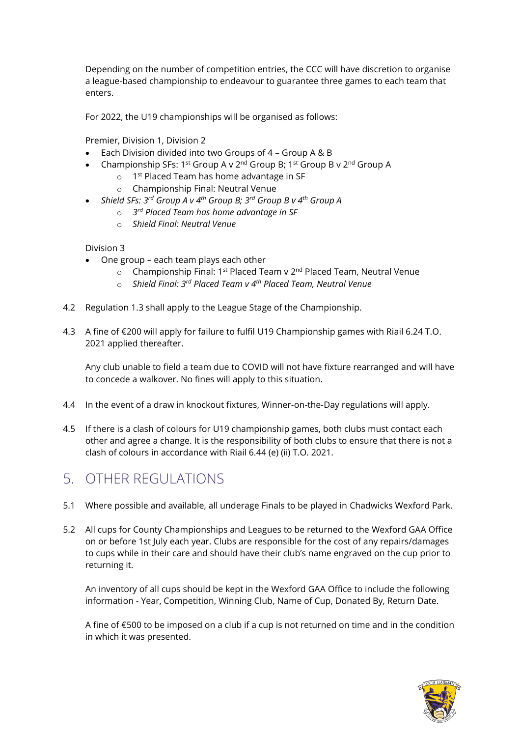Depending on the number of competition entries, the CCC will have discretion to organise a league-based championship to endeavour to guarantee three games to each team that enters.

For 2022, the U19 championships will be organised as follows:

Premier, Division 1, Division 2

- Each Division divided into two Groups of 4 – Group A & B
- Championship SFs: 1st Group A v 2nd Group B; 1st Group B v 2nd Group A
    - 1st Placed Team has home advantage in SF
    - Championship Final: Neutral Venue
- *Shield SFs: 3rd Group A v 4th Group B; 3rd Group B v 4th Group A*
    - *3rd Placed Team has home advantage in SF*
    - *Shield Final: Neutral Venue*

Division 3

- One group – each team plays each other
    - Championship Final: 1st Placed Team v 2nd Placed Team, Neutral Venue
    - *Shield Final: 3rd Placed Team v 4th Placed Team, Neutral Venue*

4.2 Regulation 1.3 shall apply to the League Stage of the Championship.

4.3 A fine of €200 will apply for failure to fulfil U19 Championship games with Riail 6.24 T.O. 2021 applied thereafter.

Any club unable to field a team due to COVID will not have fixture rearranged and will have to concede a walkover. No fines will apply to this situation.

4.4 In the event of a draw in knockout fixtures, Winner-on-the-Day regulations will apply.

4.5 If there is a clash of colours for U19 championship games, both clubs must contact each other and agree a change. It is the responsibility of both clubs to ensure that there is not a clash of colours in accordance with Riail 6.44 (e) (ii) T.O. 2021.

## 5. OTHER REGULATIONS

5.1 Where possible and available, all underage Finals to be played in Chadwicks Wexford Park.

5.2 All cups for County Championships and Leagues to be returned to the Wexford GAA Office on or before 1st July each year. Clubs are responsible for the cost of any repairs/damages to cups while in their care and should have their club's name engraved on the cup prior to returning it.

An inventory of all cups should be kept in the Wexford GAA Office to include the following information - Year, Competition, Winning Club, Name of Cup, Donated By, Return Date.

A fine of €500 to be imposed on a club if a cup is not returned on time and in the condition in which it was presented.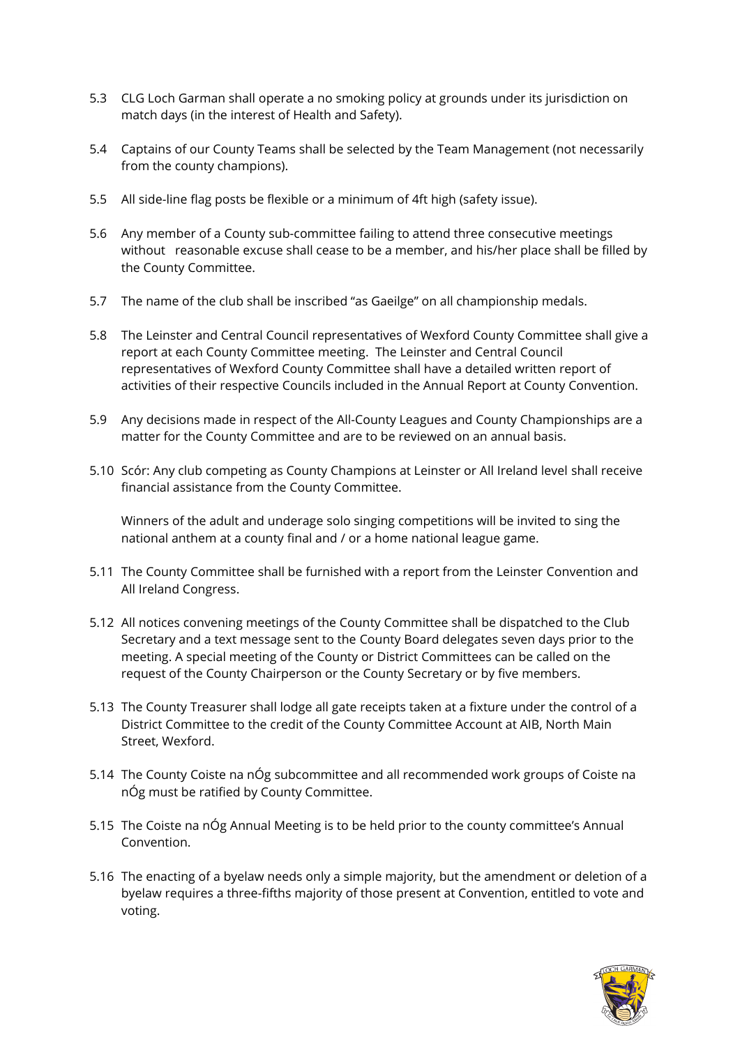5.3 CLG Loch Garman shall operate a no smoking policy at grounds under its jurisdiction on match days (in the interest of Health and Safety).

5.4 Captains of our County Teams shall be selected by the Team Management (not necessarily from the county champions).

5.5 All side-line flag posts be flexible or a minimum of 4ft high (safety issue).

5.6 Any member of a County sub-committee failing to attend three consecutive meetings without reasonable excuse shall cease to be a member, and his/her place shall be filled by the County Committee.

5.7 The name of the club shall be inscribed "as Gaeilge" on all championship medals.

5.8 The Leinster and Central Council representatives of Wexford County Committee shall give a report at each County Committee meeting. The Leinster and Central Council representatives of Wexford County Committee shall have a detailed written report of activities of their respective Councils included in the Annual Report at County Convention.

5.9 Any decisions made in respect of the All-County Leagues and County Championships are a matter for the County Committee and are to be reviewed on an annual basis.

5.10 Scór: Any club competing as County Champions at Leinster or All Ireland level shall receive financial assistance from the County Committee.

Winners of the adult and underage solo singing competitions will be invited to sing the national anthem at a county final and / or a home national league game.

5.11 The County Committee shall be furnished with a report from the Leinster Convention and All Ireland Congress.

5.12 All notices convening meetings of the County Committee shall be dispatched to the Club Secretary and a text message sent to the County Board delegates seven days prior to the meeting. A special meeting of the County or District Committees can be called on the request of the County Chairperson or the County Secretary or by five members.

5.13 The County Treasurer shall lodge all gate receipts taken at a fixture under the control of a District Committee to the credit of the County Committee Account at AIB, North Main Street, Wexford.

5.14 The County Coiste na nÓg subcommittee and all recommended work groups of Coiste na nÓg must be ratified by County Committee.

5.15 The Coiste na nÓg Annual Meeting is to be held prior to the county committee's Annual Convention.

5.16 The enacting of a byelaw needs only a simple majority, but the amendment or deletion of a byelaw requires a three-fifths majority of those present at Convention, entitled to vote and voting.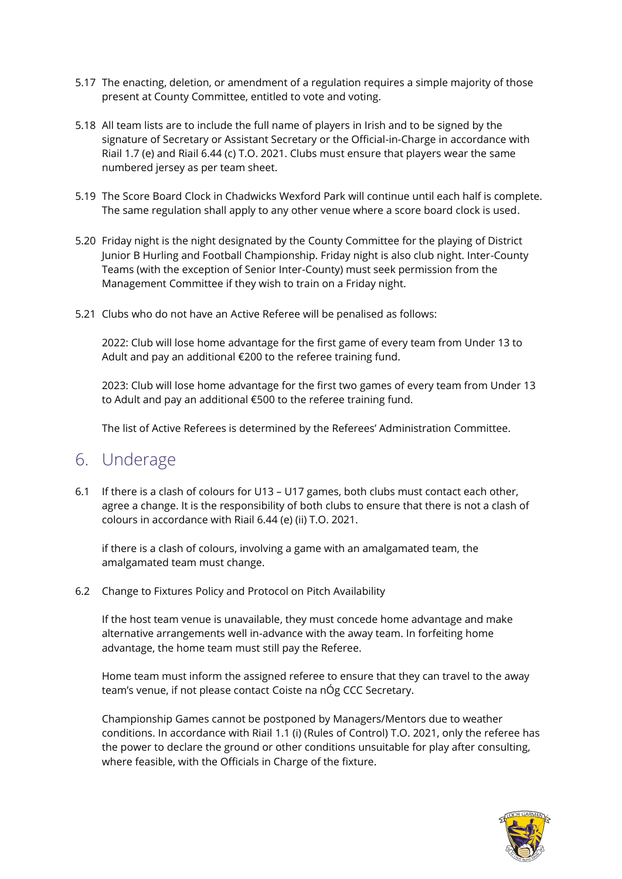5.17 The enacting, deletion, or amendment of a regulation requires a simple majority of those present at County Committee, entitled to vote and voting.

5.18 All team lists are to include the full name of players in Irish and to be signed by the signature of Secretary or Assistant Secretary or the Official-in-Charge in accordance with Riail 1.7 (e) and Riail 6.44 (c) T.O. 2021. Clubs must ensure that players wear the same numbered jersey as per team sheet.

5.19 The Score Board Clock in Chadwicks Wexford Park will continue until each half is complete. The same regulation shall apply to any other venue where a score board clock is used.

5.20 Friday night is the night designated by the County Committee for the playing of District Junior B Hurling and Football Championship. Friday night is also club night. Inter-County Teams (with the exception of Senior Inter-County) must seek permission from the Management Committee if they wish to train on a Friday night.

5.21 Clubs who do not have an Active Referee will be penalised as follows:

2022: Club will lose home advantage for the first game of every team from Under 13 to Adult and pay an additional €200 to the referee training fund.

2023: Club will lose home advantage for the first two games of every team from Under 13 to Adult and pay an additional €500 to the referee training fund.

The list of Active Referees is determined by the Referees' Administration Committee.

# 6. Underage

6.1 If there is a clash of colours for U13 – U17 games, both clubs must contact each other, agree a change. It is the responsibility of both clubs to ensure that there is not a clash of colours in accordance with Riail 6.44 (e) (ii) T.O. 2021.

if there is a clash of colours, involving a game with an amalgamated team, the amalgamated team must change.

6.2 Change to Fixtures Policy and Protocol on Pitch Availability

If the host team venue is unavailable, they must concede home advantage and make alternative arrangements well in-advance with the away team. In forfeiting home advantage, the home team must still pay the Referee.

Home team must inform the assigned referee to ensure that they can travel to the away team's venue, if not please contact Coiste na nÓg CCC Secretary.

Championship Games cannot be postponed by Managers/Mentors due to weather conditions. In accordance with Riail 1.1 (i) (Rules of Control) T.O. 2021, only the referee has the power to declare the ground or other conditions unsuitable for play after consulting, where feasible, with the Officials in Charge of the fixture.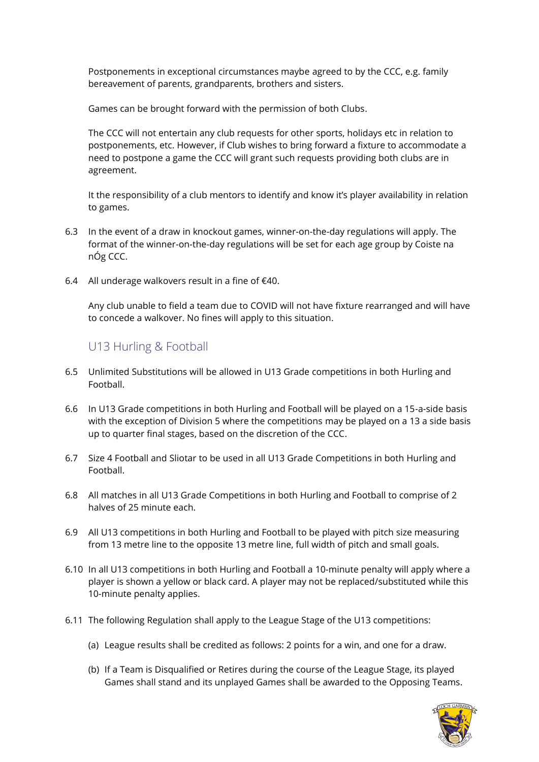Postponements in exceptional circumstances maybe agreed to by the CCC, e.g. family bereavement of parents, grandparents, brothers and sisters.

Games can be brought forward with the permission of both Clubs.

The CCC will not entertain any club requests for other sports, holidays etc in relation to postponements, etc. However, if Club wishes to bring forward a fixture to accommodate a need to postpone a game the CCC will grant such requests providing both clubs are in agreement.

It the responsibility of a club mentors to identify and know it's player availability in relation to games.

6.3 In the event of a draw in knockout games, winner-on-the-day regulations will apply. The format of the winner-on-the-day regulations will be set for each age group by Coiste na nÓg CCC.

6.4 All underage walkovers result in a fine of €40.

Any club unable to field a team due to COVID will not have fixture rearranged and will have to concede a walkover. No fines will apply to this situation.

## U13 Hurling & Football

6.5 Unlimited Substitutions will be allowed in U13 Grade competitions in both Hurling and Football.

6.6 In U13 Grade competitions in both Hurling and Football will be played on a 15-a-side basis with the exception of Division 5 where the competitions may be played on a 13 a side basis up to quarter final stages, based on the discretion of the CCC.

6.7 Size 4 Football and Sliotar to be used in all U13 Grade Competitions in both Hurling and Football.

6.8 All matches in all U13 Grade Competitions in both Hurling and Football to comprise of 2 halves of 25 minute each.

6.9 All U13 competitions in both Hurling and Football to be played with pitch size measuring from 13 metre line to the opposite 13 metre line, full width of pitch and small goals.

6.10 In all U13 competitions in both Hurling and Football a 10-minute penalty will apply where a player is shown a yellow or black card. A player may not be replaced/substituted while this 10-minute penalty applies.

6.11 The following Regulation shall apply to the League Stage of the U13 competitions:

(a) League results shall be credited as follows: 2 points for a win, and one for a draw.

(b) If a Team is Disqualified or Retires during the course of the League Stage, its played Games shall stand and its unplayed Games shall be awarded to the Opposing Teams.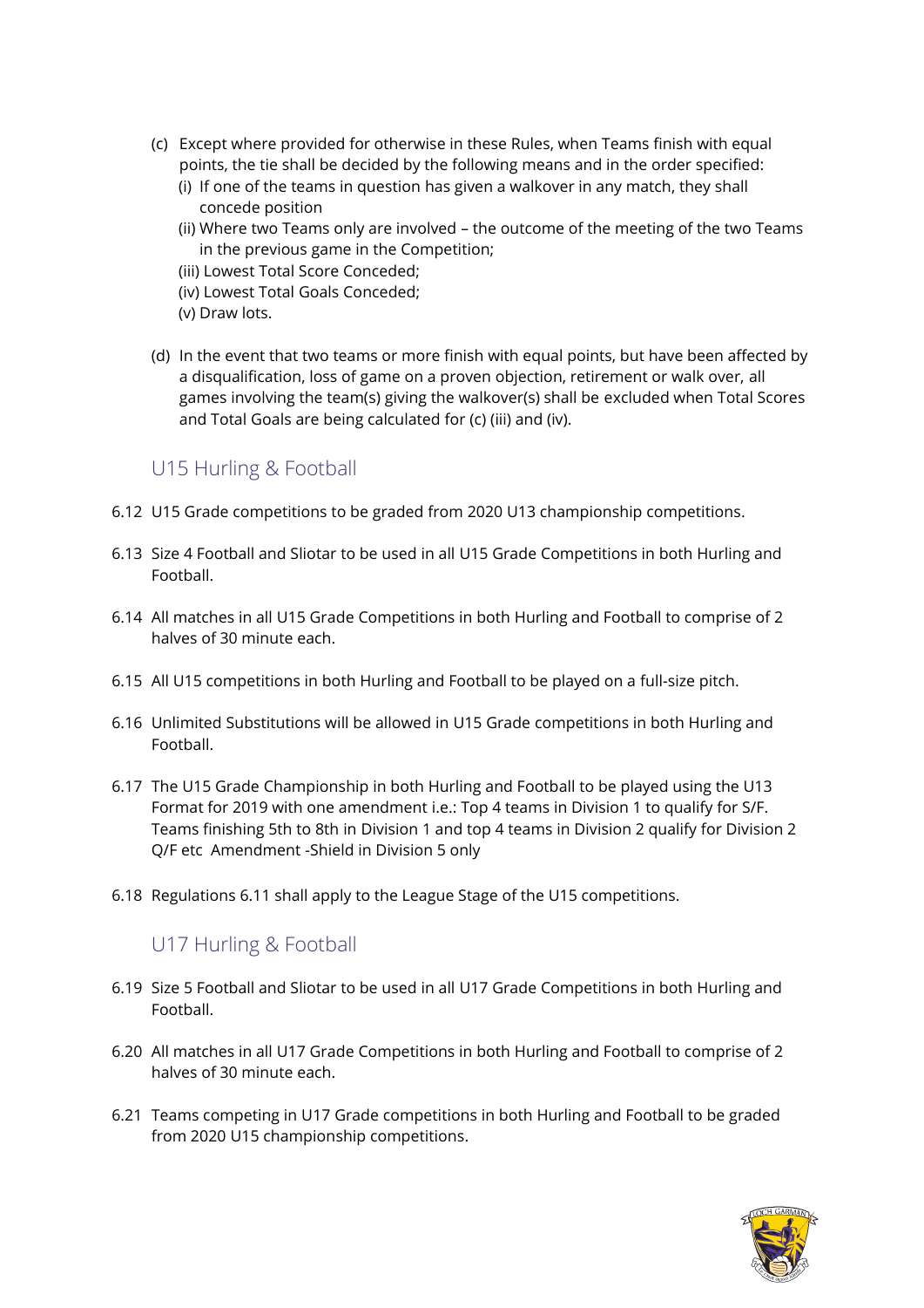(c) Except where provided for otherwise in these Rules, when Teams finish with equal points, the tie shall be decided by the following means and in the order specified:
   (i) If one of the teams in question has given a walkover in any match, they shall concede position
   (ii) Where two Teams only are involved – the outcome of the meeting of the two Teams in the previous game in the Competition;
   (iii) Lowest Total Score Conceded;
   (iv) Lowest Total Goals Conceded;
   (v) Draw lots.

(d) In the event that two teams or more finish with equal points, but have been affected by a disqualification, loss of game on a proven objection, retirement or walk over, all games involving the team(s) giving the walkover(s) shall be excluded when Total Scores and Total Goals are being calculated for (c) (iii) and (iv).

## U15 Hurling & Football

6.12 U15 Grade competitions to be graded from 2020 U13 championship competitions.

6.13 Size 4 Football and Sliotar to be used in all U15 Grade Competitions in both Hurling and Football.

6.14 All matches in all U15 Grade Competitions in both Hurling and Football to comprise of 2 halves of 30 minute each.

6.15 All U15 competitions in both Hurling and Football to be played on a full-size pitch.

6.16 Unlimited Substitutions will be allowed in U15 Grade competitions in both Hurling and Football.

6.17 The U15 Grade Championship in both Hurling and Football to be played using the U13 Format for 2019 with one amendment i.e.: Top 4 teams in Division 1 to qualify for S/F. Teams finishing 5th to 8th in Division 1 and top 4 teams in Division 2 qualify for Division 2 Q/F etc Amendment -Shield in Division 5 only

6.18 Regulations 6.11 shall apply to the League Stage of the U15 competitions.

## U17 Hurling & Football

6.19 Size 5 Football and Sliotar to be used in all U17 Grade Competitions in both Hurling and Football.

6.20 All matches in all U17 Grade Competitions in both Hurling and Football to comprise of 2 halves of 30 minute each.

6.21 Teams competing in U17 Grade competitions in both Hurling and Football to be graded from 2020 U15 championship competitions.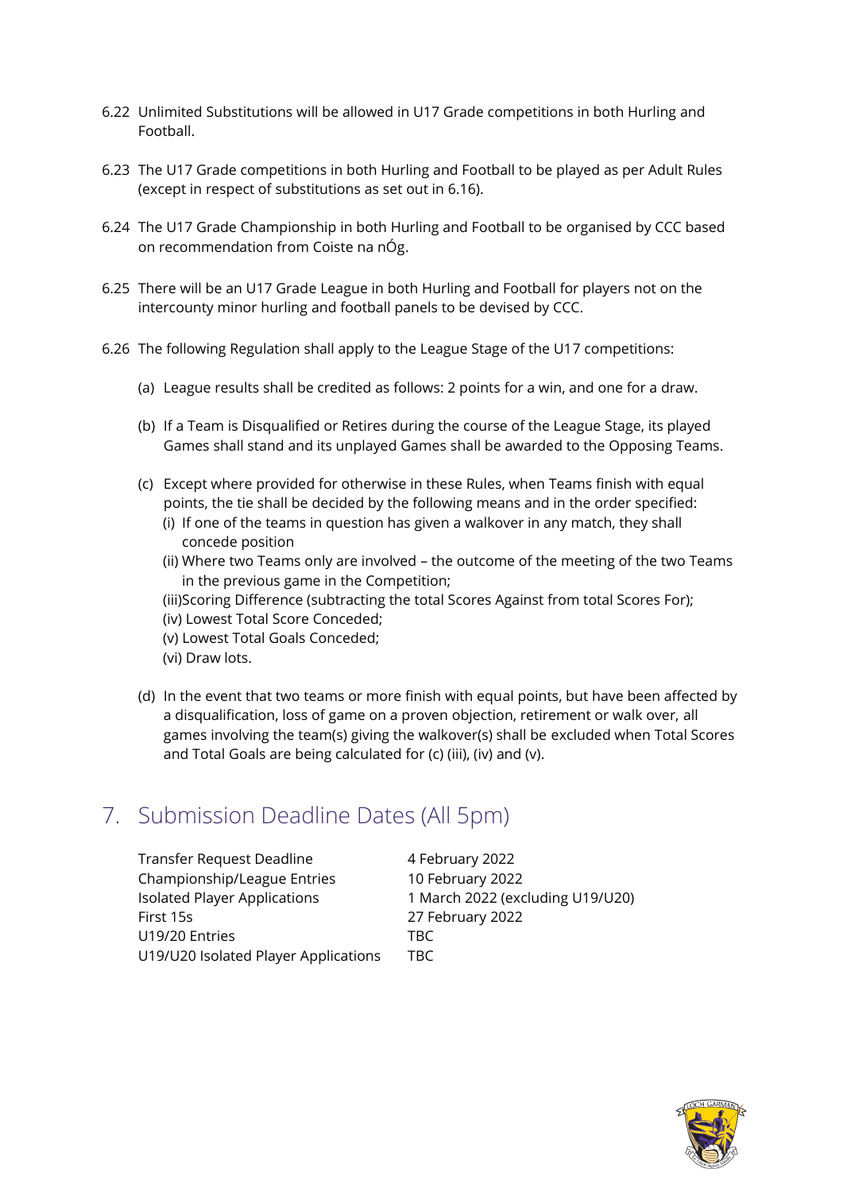6.22 Unlimited Substitutions will be allowed in U17 Grade competitions in both Hurling and Football.

6.23 The U17 Grade competitions in both Hurling and Football to be played as per Adult Rules (except in respect of substitutions as set out in 6.16).

6.24 The U17 Grade Championship in both Hurling and Football to be organised by CCC based on recommendation from Coiste na nÓg.

6.25 There will be an U17 Grade League in both Hurling and Football for players not on the intercounty minor hurling and football panels to be devised by CCC.

6.26 The following Regulation shall apply to the League Stage of the U17 competitions:

(a) League results shall be credited as follows: 2 points for a win, and one for a draw.

(b) If a Team is Disqualified or Retires during the course of the League Stage, its played Games shall stand and its unplayed Games shall be awarded to the Opposing Teams.

(c) Except where provided for otherwise in these Rules, when Teams finish with equal points, the tie shall be decided by the following means and in the order specified:
 (i) If one of the teams in question has given a walkover in any match, they shall concede position
 (ii) Where two Teams only are involved – the outcome of the meeting of the two Teams in the previous game in the Competition;
 (iii)Scoring Difference (subtracting the total Scores Against from total Scores For);
 (iv) Lowest Total Score Conceded;
 (v) Lowest Total Goals Conceded;
 (vi) Draw lots.

(d) In the event that two teams or more finish with equal points, but have been affected by a disqualification, loss of game on a proven objection, retirement or walk over, all games involving the team(s) giving the walkover(s) shall be excluded when Total Scores and Total Goals are being calculated for (c) (iii), (iv) and (v).

## 7. Submission Deadline Dates (All 5pm)

| | |
|---|---|
| Transfer Request Deadline | 4 February 2022 |
| Championship/League Entries | 10 February 2022 |
| Isolated Player Applications | 1 March 2022 (excluding U19/U20) |
| First 15s | 27 February 2022 |
| U19/20 Entries | TBC |
| U19/U20 Isolated Player Applications | TBC |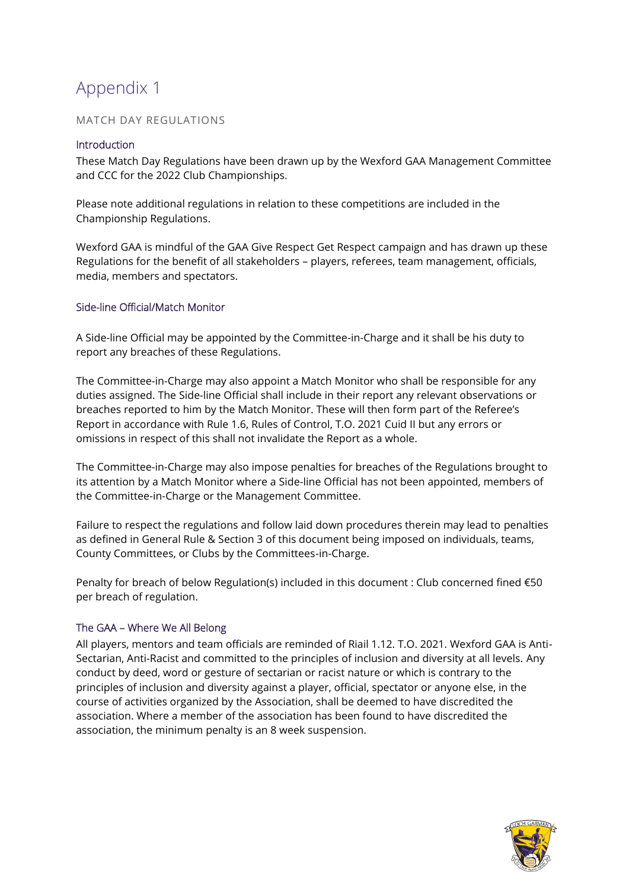# Appendix 1

## MATCH DAY REGULATIONS

### Introduction

These Match Day Regulations have been drawn up by the Wexford GAA Management Committee and CCC for the 2022 Club Championships.

Please note additional regulations in relation to these competitions are included in the Championship Regulations.

Wexford GAA is mindful of the GAA Give Respect Get Respect campaign and has drawn up these Regulations for the benefit of all stakeholders – players, referees, team management, officials, media, members and spectators.

### Side-line Official/Match Monitor

A Side-line Official may be appointed by the Committee-in-Charge and it shall be his duty to report any breaches of these Regulations.

The Committee-in-Charge may also appoint a Match Monitor who shall be responsible for any duties assigned. The Side-line Official shall include in their report any relevant observations or breaches reported to him by the Match Monitor. These will then form part of the Referee's Report in accordance with Rule 1.6, Rules of Control, T.O. 2021 Cuid II but any errors or omissions in respect of this shall not invalidate the Report as a whole.

The Committee-in-Charge may also impose penalties for breaches of the Regulations brought to its attention by a Match Monitor where a Side-line Official has not been appointed, members of the Committee-in-Charge or the Management Committee.

Failure to respect the regulations and follow laid down procedures therein may lead to penalties as defined in General Rule & Section 3 of this document being imposed on individuals, teams, County Committees, or Clubs by the Committees-in-Charge.

Penalty for breach of below Regulation(s) included in this document : Club concerned fined €50 per breach of regulation.

### The GAA – Where We All Belong

All players, mentors and team officials are reminded of Riail 1.12. T.O. 2021. Wexford GAA is Anti-Sectarian, Anti-Racist and committed to the principles of inclusion and diversity at all levels. Any conduct by deed, word or gesture of sectarian or racist nature or which is contrary to the principles of inclusion and diversity against a player, official, spectator or anyone else, in the course of activities organized by the Association, shall be deemed to have discredited the association. Where a member of the association has been found to have discredited the association, the minimum penalty is an 8 week suspension.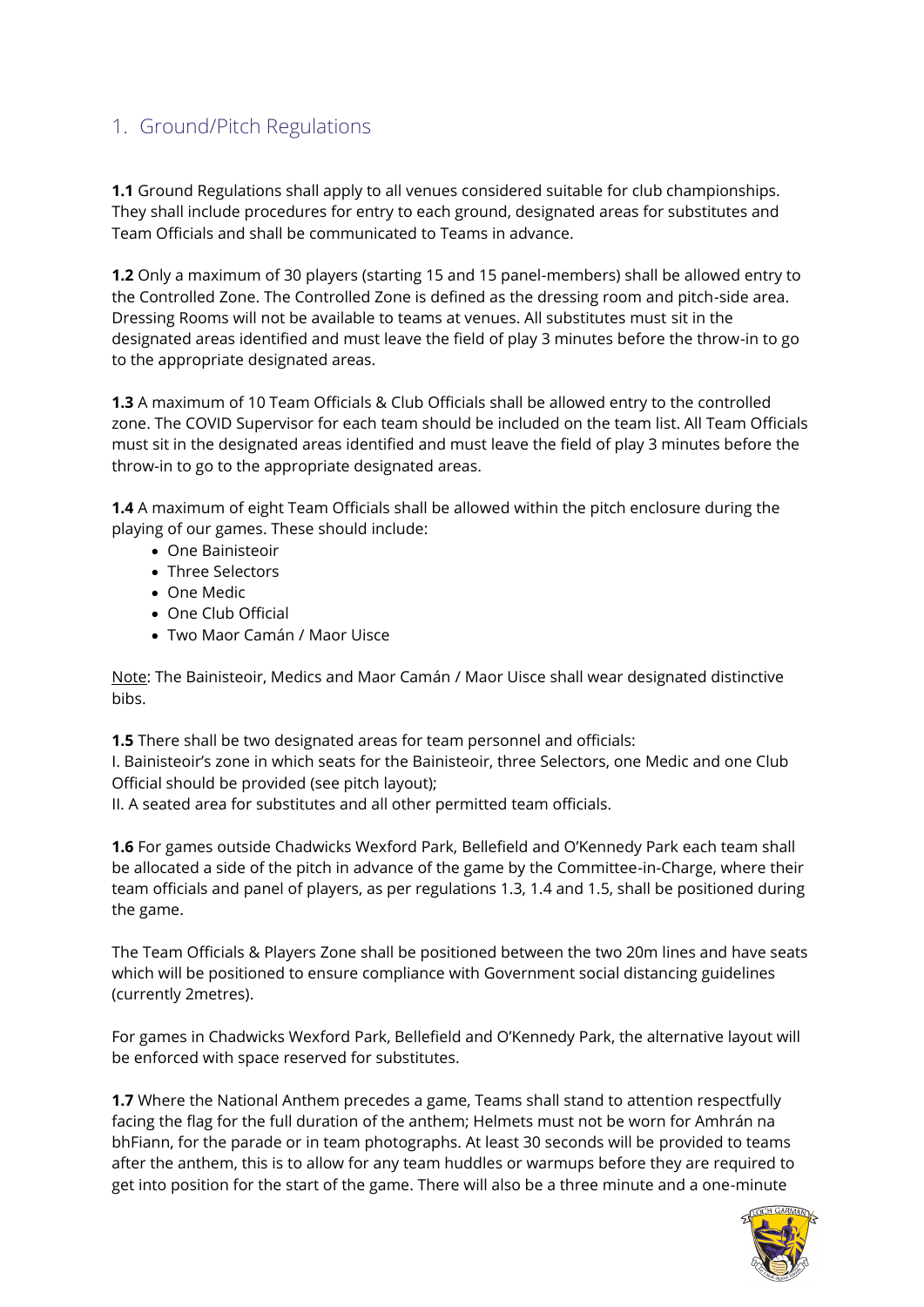## 1. Ground/Pitch Regulations

**1.1** Ground Regulations shall apply to all venues considered suitable for club championships. They shall include procedures for entry to each ground, designated areas for substitutes and Team Officials and shall be communicated to Teams in advance.

**1.2** Only a maximum of 30 players (starting 15 and 15 panel-members) shall be allowed entry to the Controlled Zone. The Controlled Zone is defined as the dressing room and pitch-side area. Dressing Rooms will not be available to teams at venues. All substitutes must sit in the designated areas identified and must leave the field of play 3 minutes before the throw-in to go to the appropriate designated areas.

**1.3** A maximum of 10 Team Officials & Club Officials shall be allowed entry to the controlled zone. The COVID Supervisor for each team should be included on the team list. All Team Officials must sit in the designated areas identified and must leave the field of play 3 minutes before the throw-in to go to the appropriate designated areas.

**1.4** A maximum of eight Team Officials shall be allowed within the pitch enclosure during the playing of our games. These should include:

- One Bainisteoir
- Three Selectors
- One Medic
- One Club Official
- Two Maor Camán / Maor Uisce

Note: The Bainisteoir, Medics and Maor Camán / Maor Uisce shall wear designated distinctive bibs.

**1.5** There shall be two designated areas for team personnel and officials:
I. Bainisteoir's zone in which seats for the Bainisteoir, three Selectors, one Medic and one Club Official should be provided (see pitch layout);
II. A seated area for substitutes and all other permitted team officials.

**1.6** For games outside Chadwicks Wexford Park, Bellefield and O'Kennedy Park each team shall be allocated a side of the pitch in advance of the game by the Committee-in-Charge, where their team officials and panel of players, as per regulations 1.3, 1.4 and 1.5, shall be positioned during the game.

The Team Officials & Players Zone shall be positioned between the two 20m lines and have seats which will be positioned to ensure compliance with Government social distancing guidelines (currently 2metres).

For games in Chadwicks Wexford Park, Bellefield and O'Kennedy Park, the alternative layout will be enforced with space reserved for substitutes.

**1.7** Where the National Anthem precedes a game, Teams shall stand to attention respectfully facing the flag for the full duration of the anthem; Helmets must not be worn for Amhrán na bhFiann, for the parade or in team photographs. At least 30 seconds will be provided to teams after the anthem, this is to allow for any team huddles or warmups before they are required to get into position for the start of the game. There will also be a three minute and a one-minute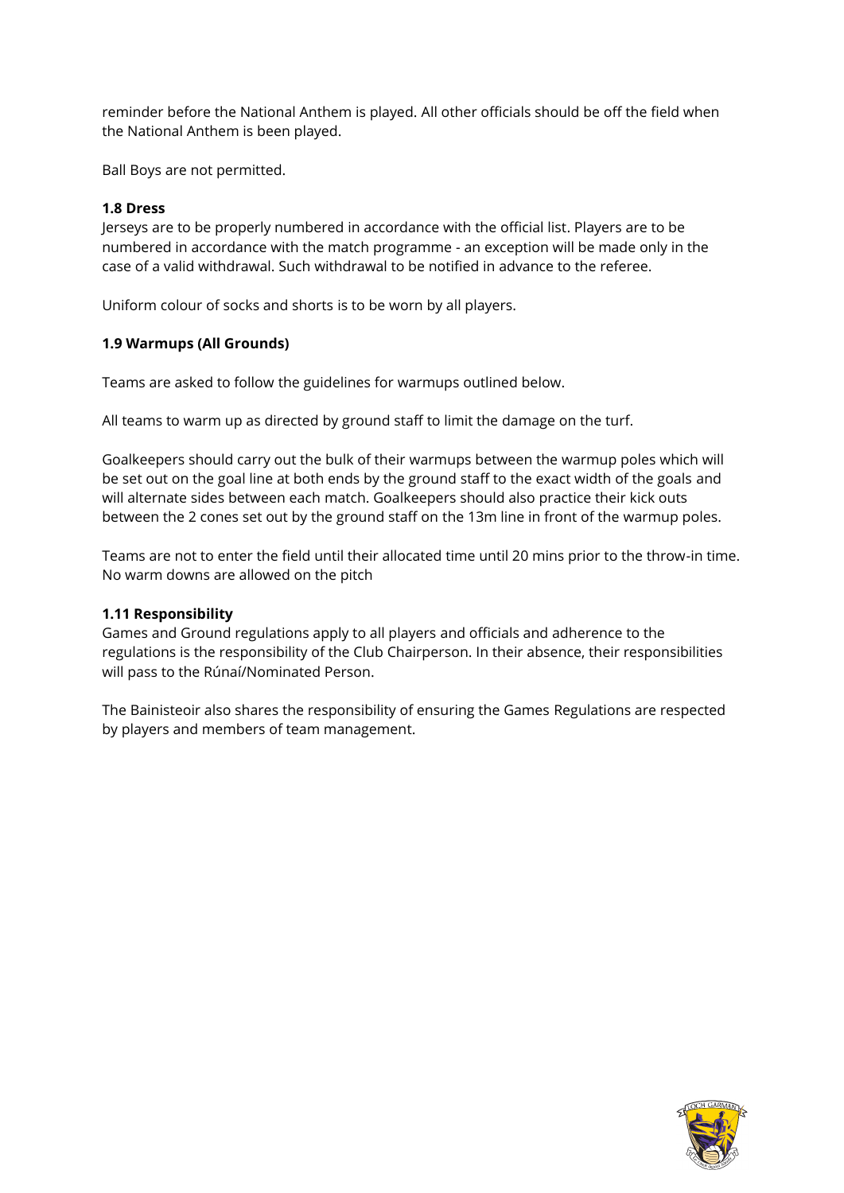reminder before the National Anthem is played. All other officials should be off the field when the National Anthem is been played.

Ball Boys are not permitted.

**1.8 Dress**

Jerseys are to be properly numbered in accordance with the official list. Players are to be numbered in accordance with the match programme - an exception will be made only in the case of a valid withdrawal. Such withdrawal to be notified in advance to the referee.

Uniform colour of socks and shorts is to be worn by all players.

**1.9 Warmups (All Grounds)**

Teams are asked to follow the guidelines for warmups outlined below.

All teams to warm up as directed by ground staff to limit the damage on the turf.

Goalkeepers should carry out the bulk of their warmups between the warmup poles which will be set out on the goal line at both ends by the ground staff to the exact width of the goals and will alternate sides between each match. Goalkeepers should also practice their kick outs between the 2 cones set out by the ground staff on the 13m line in front of the warmup poles.

Teams are not to enter the field until their allocated time until 20 mins prior to the throw-in time. No warm downs are allowed on the pitch

**1.11 Responsibility**

Games and Ground regulations apply to all players and officials and adherence to the regulations is the responsibility of the Club Chairperson. In their absence, their responsibilities will pass to the Rúnaí/Nominated Person.

The Bainisteoir also shares the responsibility of ensuring the Games Regulations are respected by players and members of team management.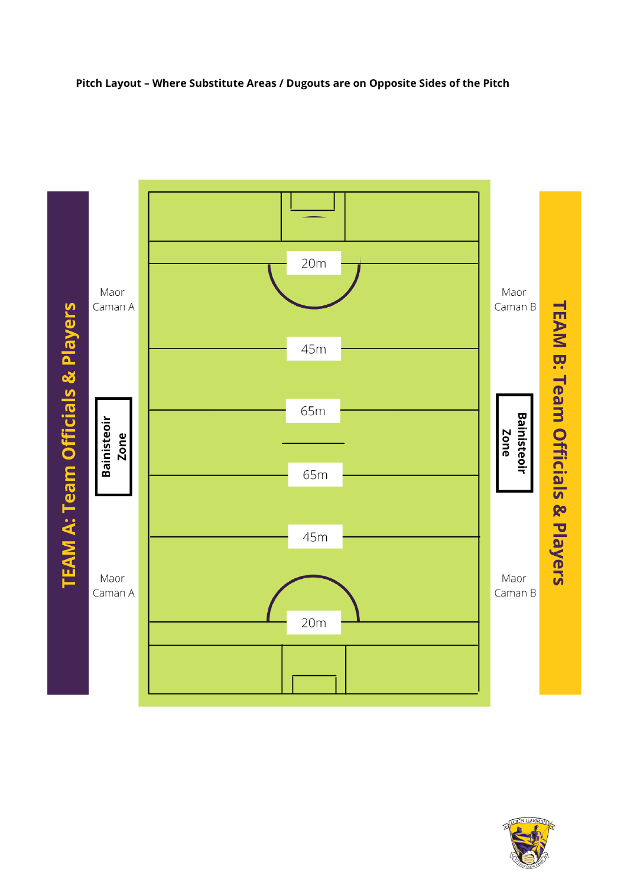**Pitch Layout – Where Substitute Areas / Dugouts are on Opposite Sides of the Pitch**

TEAM A: Team Officials & Players

Maor Caman A

Bainisteoir Zone

Maor Caman A

20m

45m

65m

65m

45m

20m

Maor Caman B

Bainisteoir Zone

Maor Caman B

TEAM B: Team Officials & Players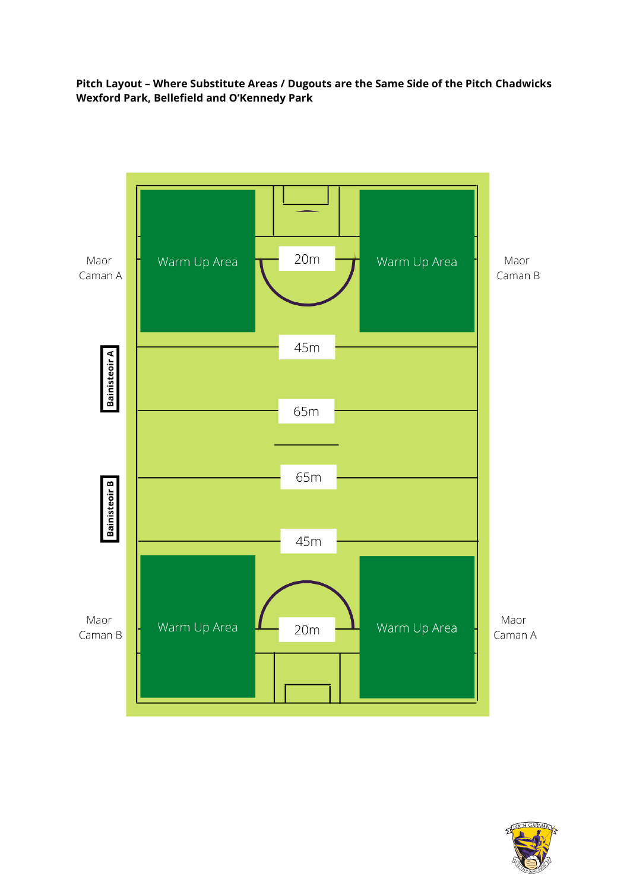**Pitch Layout – Where Substitute Areas / Dugouts are the Same Side of the Pitch Chadwicks Wexford Park, Bellefield and O'Kennedy Park**

Maor Caman A

Warm Up Area

20m

Warm Up Area

Maor Caman B

Bainisteoir A

45m

65m

Bainisteoir B

65m

45m

Maor Caman B

Warm Up Area

20m

Warm Up Area

Maor Caman A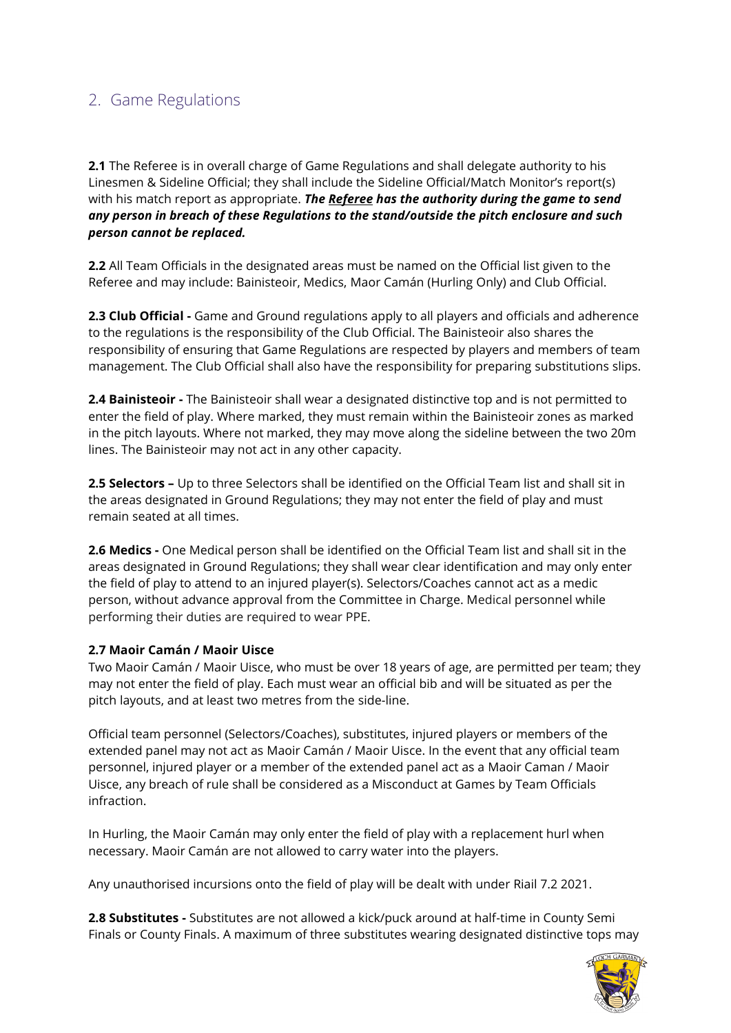## 2. Game Regulations

**2.1** The Referee is in overall charge of Game Regulations and shall delegate authority to his Linesmen & Sideline Official; they shall include the Sideline Official/Match Monitor's report(s) with his match report as appropriate. ***The Referee has the authority during the game to send any person in breach of these Regulations to the stand/outside the pitch enclosure and such person cannot be replaced.***

**2.2** All Team Officials in the designated areas must be named on the Official list given to the Referee and may include: Bainisteoir, Medics, Maor Camán (Hurling Only) and Club Official.

**2.3 Club Official -** Game and Ground regulations apply to all players and officials and adherence to the regulations is the responsibility of the Club Official. The Bainisteoir also shares the responsibility of ensuring that Game Regulations are respected by players and members of team management. The Club Official shall also have the responsibility for preparing substitutions slips.

**2.4 Bainisteoir -** The Bainisteoir shall wear a designated distinctive top and is not permitted to enter the field of play. Where marked, they must remain within the Bainisteoir zones as marked in the pitch layouts. Where not marked, they may move along the sideline between the two 20m lines. The Bainisteoir may not act in any other capacity.

**2.5 Selectors –** Up to three Selectors shall be identified on the Official Team list and shall sit in the areas designated in Ground Regulations; they may not enter the field of play and must remain seated at all times.

**2.6 Medics -** One Medical person shall be identified on the Official Team list and shall sit in the areas designated in Ground Regulations; they shall wear clear identification and may only enter the field of play to attend to an injured player(s). Selectors/Coaches cannot act as a medic person, without advance approval from the Committee in Charge. Medical personnel while performing their duties are required to wear PPE.

**2.7 Maoir Camán / Maoir Uisce**

Two Maoir Camán / Maoir Uisce, who must be over 18 years of age, are permitted per team; they may not enter the field of play. Each must wear an official bib and will be situated as per the pitch layouts, and at least two metres from the side-line.

Official team personnel (Selectors/Coaches), substitutes, injured players or members of the extended panel may not act as Maoir Camán / Maoir Uisce. In the event that any official team personnel, injured player or a member of the extended panel act as a Maoir Caman / Maoir Uisce, any breach of rule shall be considered as a Misconduct at Games by Team Officials infraction.

In Hurling, the Maoir Camán may only enter the field of play with a replacement hurl when necessary. Maoir Camán are not allowed to carry water into the players.

Any unauthorised incursions onto the field of play will be dealt with under Riail 7.2 2021.

**2.8 Substitutes -** Substitutes are not allowed a kick/puck around at half-time in County Semi Finals or County Finals. A maximum of three substitutes wearing designated distinctive tops may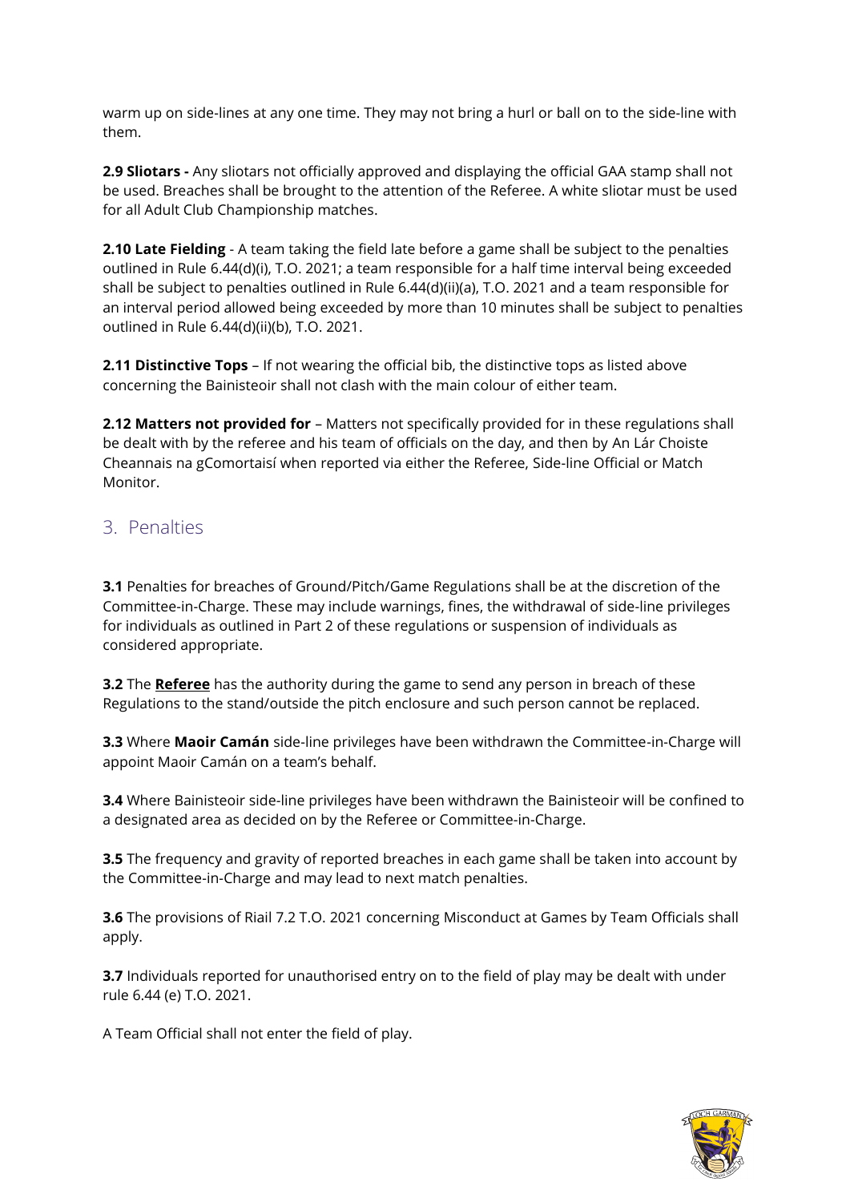warm up on side-lines at any one time. They may not bring a hurl or ball on to the side-line with them.

**2.9 Sliotars -** Any sliotars not officially approved and displaying the official GAA stamp shall not be used. Breaches shall be brought to the attention of the Referee. A white sliotar must be used for all Adult Club Championship matches.

**2.10 Late Fielding** - A team taking the field late before a game shall be subject to the penalties outlined in Rule 6.44(d)(i), T.O. 2021; a team responsible for a half time interval being exceeded shall be subject to penalties outlined in Rule 6.44(d)(ii)(a), T.O. 2021 and a team responsible for an interval period allowed being exceeded by more than 10 minutes shall be subject to penalties outlined in Rule 6.44(d)(ii)(b), T.O. 2021.

**2.11 Distinctive Tops** – If not wearing the official bib, the distinctive tops as listed above concerning the Bainisteoir shall not clash with the main colour of either team.

**2.12 Matters not provided for** – Matters not specifically provided for in these regulations shall be dealt with by the referee and his team of officials on the day, and then by An Lár Choiste Cheannais na gComortaisí when reported via either the Referee, Side-line Official or Match Monitor.

## 3. Penalties

**3.1** Penalties for breaches of Ground/Pitch/Game Regulations shall be at the discretion of the Committee-in-Charge. These may include warnings, fines, the withdrawal of side-line privileges for individuals as outlined in Part 2 of these regulations or suspension of individuals as considered appropriate.

**3.2** The **Referee** has the authority during the game to send any person in breach of these Regulations to the stand/outside the pitch enclosure and such person cannot be replaced.

**3.3** Where **Maoir Camán** side-line privileges have been withdrawn the Committee-in-Charge will appoint Maoir Camán on a team's behalf.

**3.4** Where Bainisteoir side-line privileges have been withdrawn the Bainisteoir will be confined to a designated area as decided on by the Referee or Committee-in-Charge.

**3.5** The frequency and gravity of reported breaches in each game shall be taken into account by the Committee-in-Charge and may lead to next match penalties.

**3.6** The provisions of Riail 7.2 T.O. 2021 concerning Misconduct at Games by Team Officials shall apply.

**3.7** Individuals reported for unauthorised entry on to the field of play may be dealt with under rule 6.44 (e) T.O. 2021.

A Team Official shall not enter the field of play.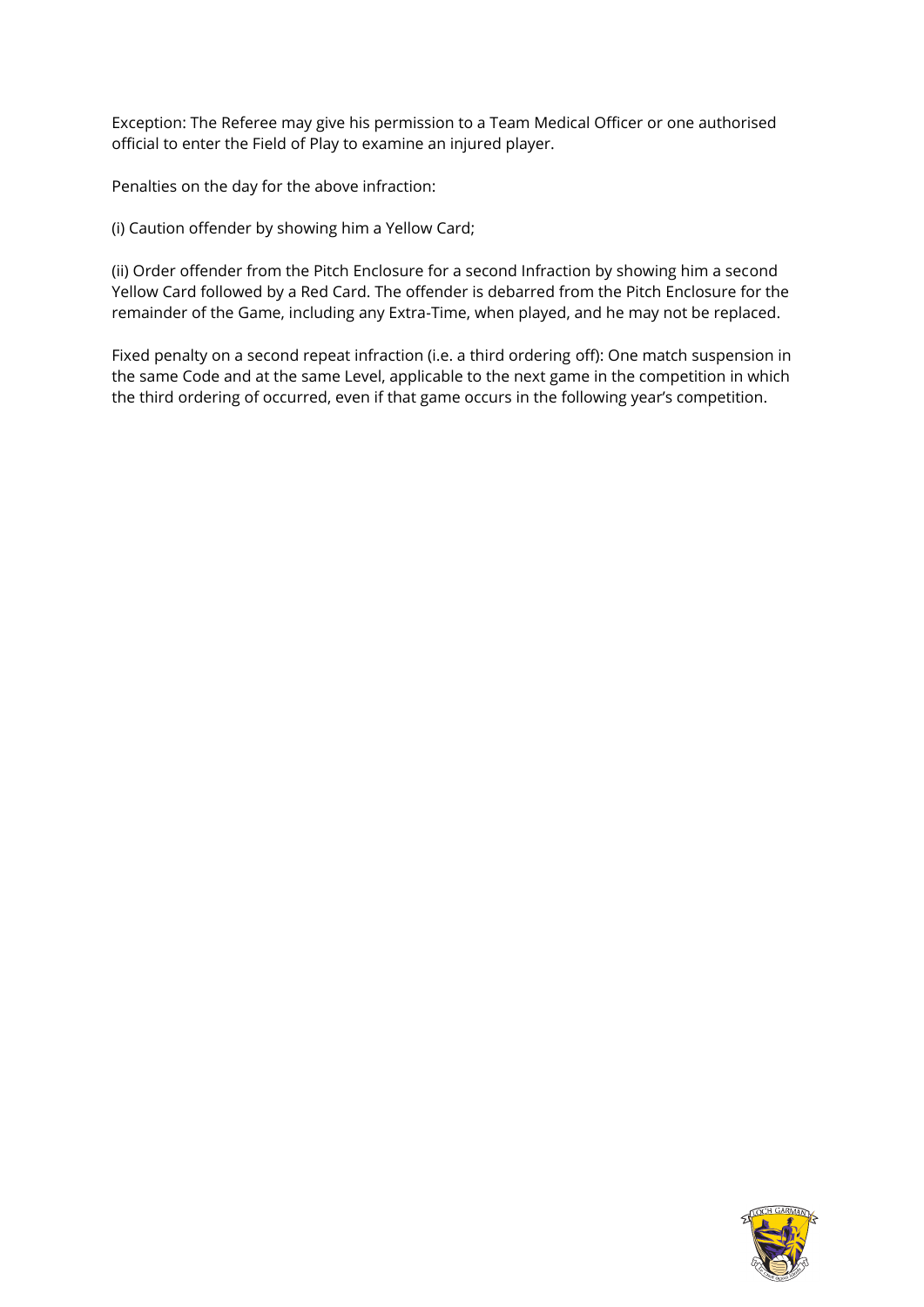Exception: The Referee may give his permission to a Team Medical Officer or one authorised official to enter the Field of Play to examine an injured player.

Penalties on the day for the above infraction:

(i) Caution offender by showing him a Yellow Card;

(ii) Order offender from the Pitch Enclosure for a second Infraction by showing him a second Yellow Card followed by a Red Card. The offender is debarred from the Pitch Enclosure for the remainder of the Game, including any Extra-Time, when played, and he may not be replaced.

Fixed penalty on a second repeat infraction (i.e. a third ordering off): One match suspension in the same Code and at the same Level, applicable to the next game in the competition in which the third ordering of occurred, even if that game occurs in the following year's competition.